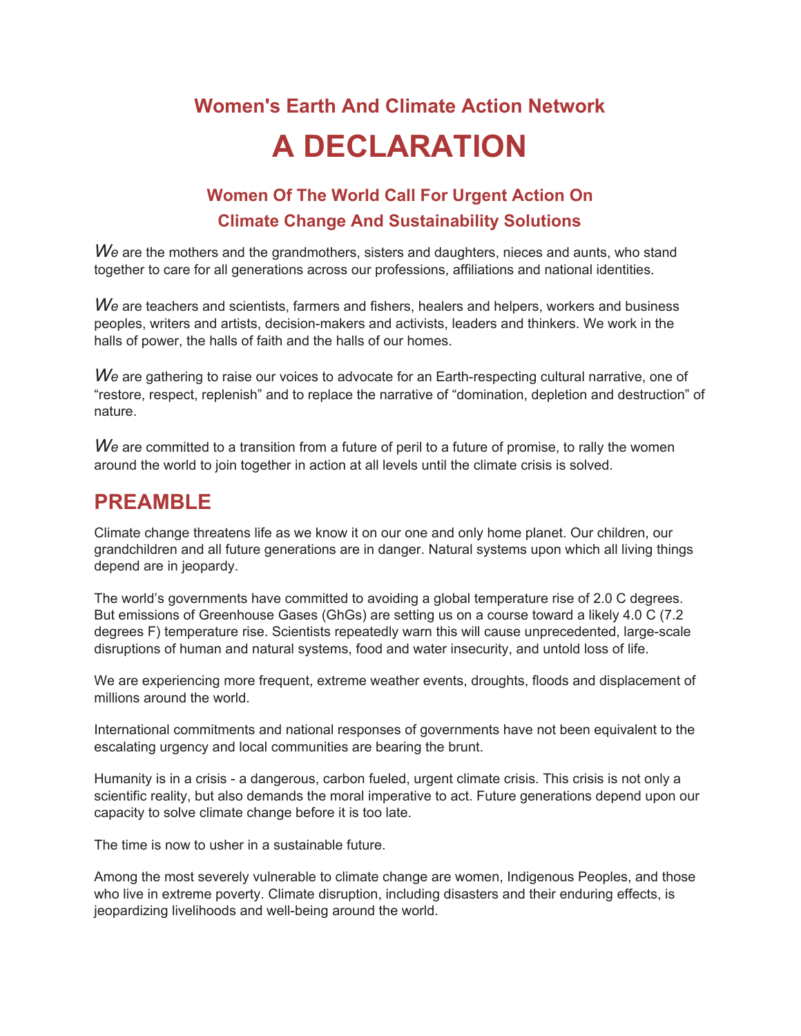# Women's Earth And Climate Action Network

# A DECLARATION

## Women Of The World Call For Urgent Action On Climate Change And Sustainability Solutions

*W*e are the mothers and the grandmothers, sisters and daughters, nieces and aunts, who stand together to care for all generations across our professions, affiliations and national identities.

*W*e are teachers and scientists, farmers and fishers, healers and helpers, workers and business peoples, writers and artists, decision-makers and activists, leaders and thinkers. We work in the halls of power, the halls of faith and the halls of our homes.

*W*e are gathering to raise our voices to advocate for an Earth-respecting cultural narrative, one of "restore, respect, replenish" and to replace the narrative of "domination, depletion and destruction" of nature.

*W*e are committed to a transition from a future of peril to a future of promise, to rally the women around the world to join together in action at all levels until the climate crisis is solved.

## PREAMBLE

Climate change threatens life as we know it on our one and only home planet. Our children, our grandchildren and all future generations are in danger. Natural systems upon which all living things depend are in jeopardy.

The world's governments have committed to avoiding a global temperature rise of 2.0 C degrees. But emissions of Greenhouse Gases (GhGs) are setting us on a course toward a likely 4.0 C (7.2 degrees F) temperature rise. Scientists repeatedly warn this will cause unprecedented, large-scale disruptions of human and natural systems, food and water insecurity, and untold loss of life.

We are experiencing more frequent, extreme weather events, droughts, floods and displacement of millions around the world.

International commitments and national responses of governments have not been equivalent to the escalating urgency and local communities are bearing the brunt.

Humanity is in a crisis - a dangerous, carbon fueled, urgent climate crisis. This crisis is not only a scientific reality, but also demands the moral imperative to act. Future generations depend upon our capacity to solve climate change before it is too late.

The time is now to usher in a sustainable future.

Among the most severely vulnerable to climate change are women, Indigenous Peoples, and those who live in extreme poverty. Climate disruption, including disasters and their enduring effects, is jeopardizing livelihoods and well-being around the world.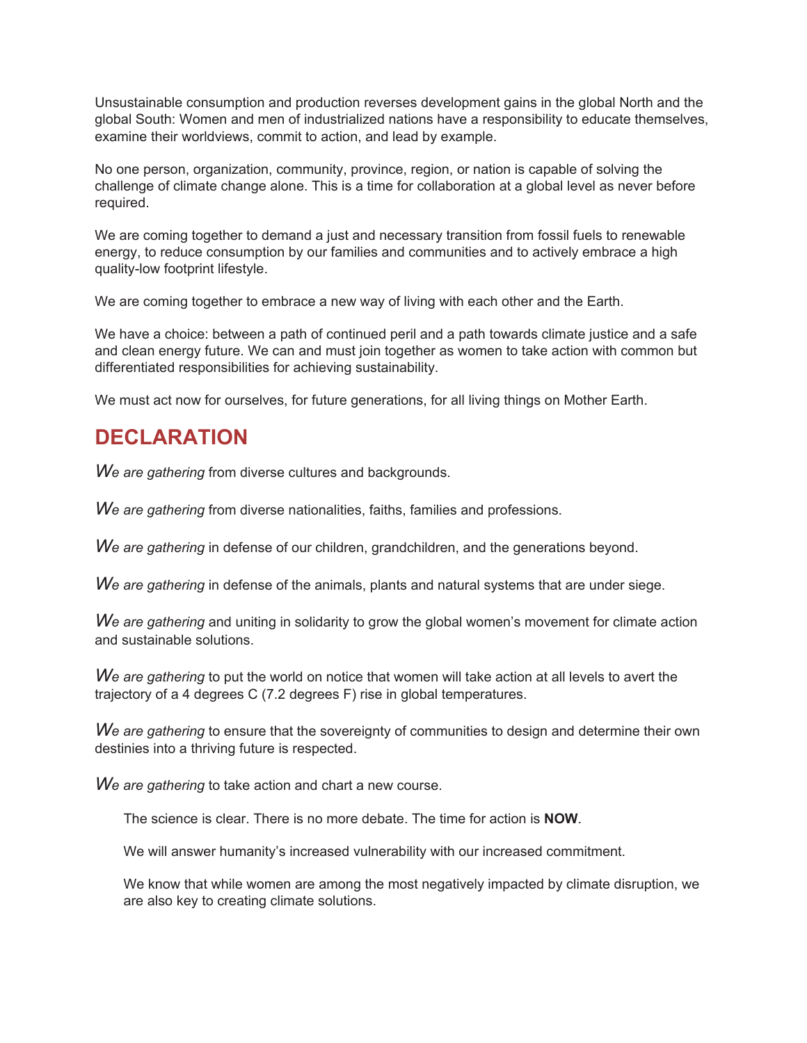Unsustainable consumption and production reverses development gains in the global North and the global South: Women and men of industrialized nations have a responsibility to educate themselves, examine their worldviews, commit to action, and lead by example.

No one person, organization, community, province, region, or nation is capable of solving the challenge of climate change alone. This is a time for collaboration at a global level as never before required.

We are coming together to demand a just and necessary transition from fossil fuels to renewable energy, to reduce consumption by our families and communities and to actively embrace a high quality-low footprint lifestyle.

We are coming together to embrace a new way of living with each other and the Earth.

We have a choice: between a path of continued peril and a path towards climate justice and a safe and clean energy future. We can and must join together as women to take action with common but differentiated responsibilities for achieving sustainability.

We must act now for ourselves, for future generations, for all living things on Mother Earth.

## DECLARATION

*We are gathering* from diverse cultures and backgrounds.

*We are gathering* from diverse nationalities, faiths, families and professions.

*We are gathering* in defense of our children, grandchildren, and the generations beyond.

*We are gathering* in defense of the animals, plants and natural systems that are under siege.

*We are gathering* and uniting in solidarity to grow the global women's movement for climate action and sustainable solutions.

*We are gathering* to put the world on notice that women will take action at all levels to avert the trajectory of a 4 degrees C (7.2 degrees F) rise in global temperatures.

*We are gathering* to ensure that the sovereignty of communities to design and determine their own destinies into a thriving future is respected.

*We are gathering* to take action and chart a new course.

> The science is clear. There is no more debate. The time for action is **NOW**.
>
> We will answer humanity's increased vulnerability with our increased commitment.
>
> We know that while women are among the most negatively impacted by climate disruption, we are also key to creating climate solutions.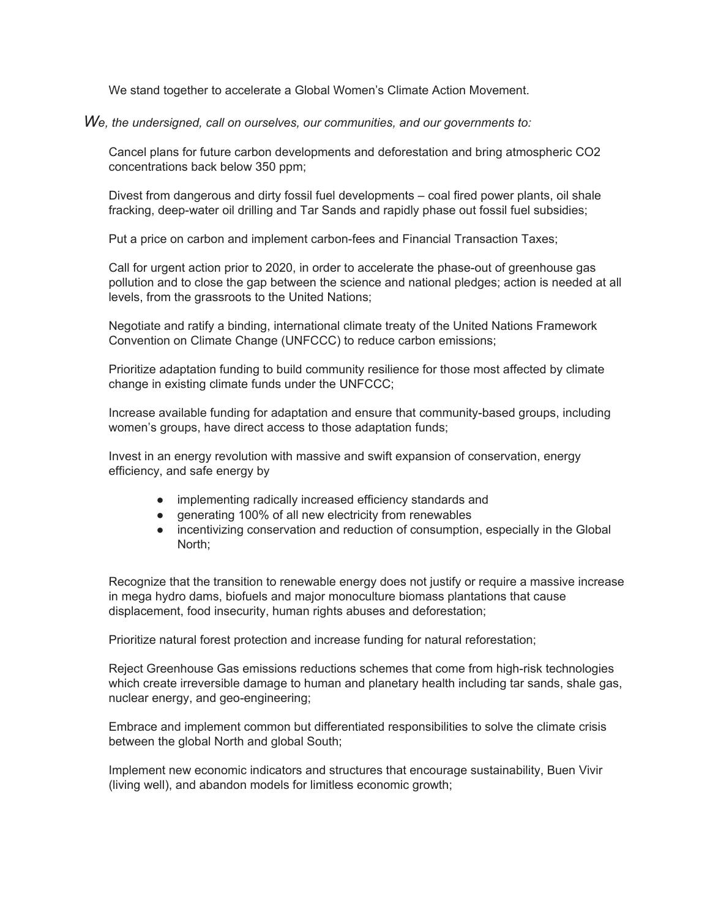We stand together to accelerate a Global Women's Climate Action Movement.

*We, the undersigned, call on ourselves, our communities, and our governments to:*

Cancel plans for future carbon developments and deforestation and bring atmospheric $CO_2$ concentrations back below 350 ppm;

Divest from dangerous and dirty fossil fuel developments – coal fired power plants, oil shale fracking, deep-water oil drilling and Tar Sands and rapidly phase out fossil fuel subsidies;

Put a price on carbon and implement carbon-fees and Financial Transaction Taxes;

Call for urgent action prior to 2020, in order to accelerate the phase-out of greenhouse gas pollution and to close the gap between the science and national pledges; action is needed at all levels, from the grassroots to the United Nations;

Negotiate and ratify a binding, international climate treaty of the United Nations Framework Convention on Climate Change (UNFCCC) to reduce carbon emissions;

Prioritize adaptation funding to build community resilience for those most affected by climate change in existing climate funds under the UNFCCC;

Increase available funding for adaptation and ensure that community-based groups, including women's groups, have direct access to those adaptation funds;

Invest in an energy revolution with massive and swift expansion of conservation, energy efficiency, and safe energy by

- implementing radically increased efficiency standards and
- generating 100% of all new electricity from renewables
- incentivizing conservation and reduction of consumption, especially in the Global North;

Recognize that the transition to renewable energy does not justify or require a massive increase in mega hydro dams, biofuels and major monoculture biomass plantations that cause displacement, food insecurity, human rights abuses and deforestation;

Prioritize natural forest protection and increase funding for natural reforestation;

Reject Greenhouse Gas emissions reductions schemes that come from high-risk technologies which create irreversible damage to human and planetary health including tar sands, shale gas, nuclear energy, and geo-engineering;

Embrace and implement common but differentiated responsibilities to solve the climate crisis between the global North and global South;

Implement new economic indicators and structures that encourage sustainability, Buen Vivir (living well), and abandon models for limitless economic growth;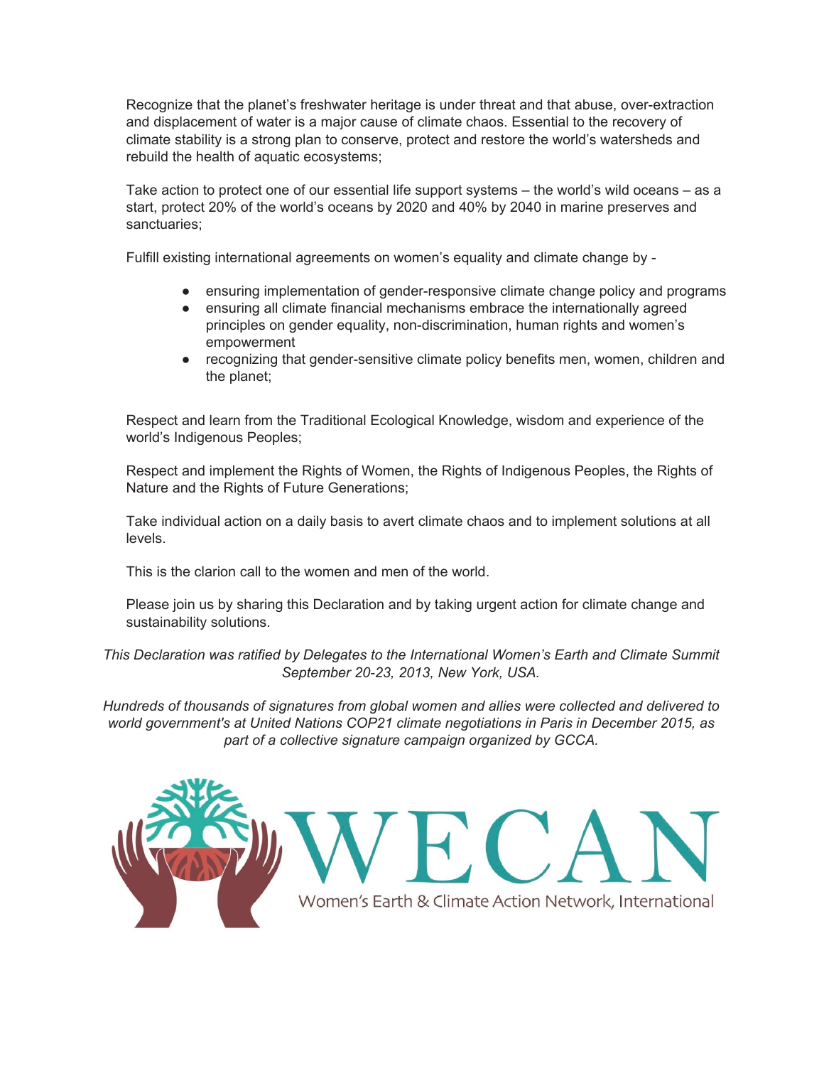Recognize that the planet's freshwater heritage is under threat and that abuse, over-extraction and displacement of water is a major cause of climate chaos. Essential to the recovery of climate stability is a strong plan to conserve, protect and restore the world's watersheds and rebuild the health of aquatic ecosystems;

Take action to protect one of our essential life support systems – the world's wild oceans – as a start, protect 20% of the world's oceans by 2020 and 40% by 2040 in marine preserves and sanctuaries;

Fulfill existing international agreements on women's equality and climate change by -

- ensuring implementation of gender-responsive climate change policy and programs
- ensuring all climate financial mechanisms embrace the internationally agreed principles on gender equality, non-discrimination, human rights and women's empowerment
- recognizing that gender-sensitive climate policy benefits men, women, children and the planet;

Respect and learn from the Traditional Ecological Knowledge, wisdom and experience of the world's Indigenous Peoples;

Respect and implement the Rights of Women, the Rights of Indigenous Peoples, the Rights of Nature and the Rights of Future Generations;

Take individual action on a daily basis to avert climate chaos and to implement solutions at all levels.

This is the clarion call to the women and men of the world.

Please join us by sharing this Declaration and by taking urgent action for climate change and sustainability solutions.

*This Declaration was ratified by Delegates to the International Women's Earth and Climate Summit September 20-23, 2013, New York, USA.*

*Hundreds of thousands of signatures from global women and allies were collected and delivered to world government's at United Nations COP21 climate negotiations in Paris in December 2015, as part of a collective signature campaign organized by GCCA.*

WECAN

Women's Earth & Climate Action Network, International